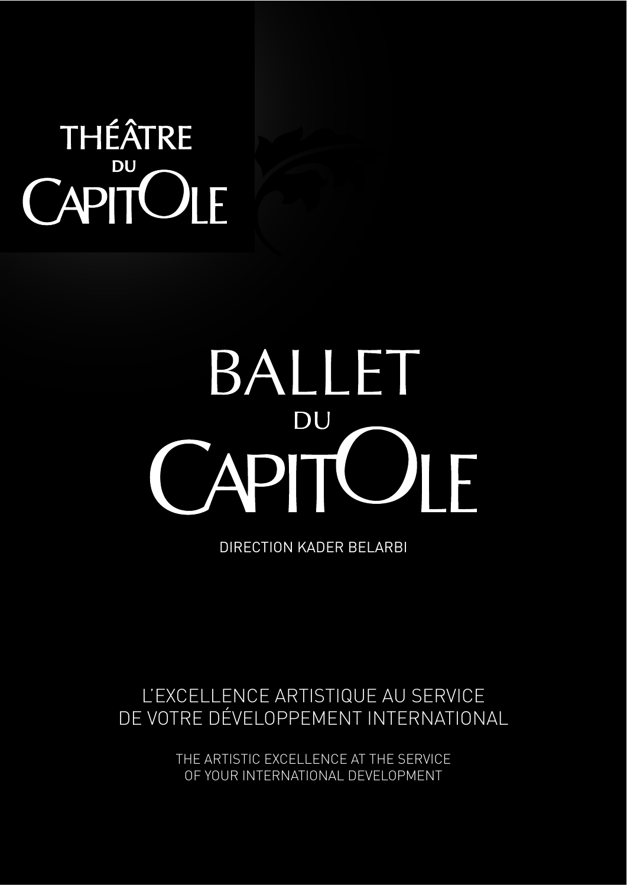THÉÂTRE DU CAPITOLE

# BALLET DU CAPITOLE

DIRECTION KADER BELARBI

L'EXCELLENCE ARTISTIQUE AU SERVICE DE VOTRE DÉVELOPPEMENT INTERNATIONAL

THE ARTISTIC EXCELLENCE AT THE SERVICE OF YOUR INTERNATIONAL DEVELOPMENT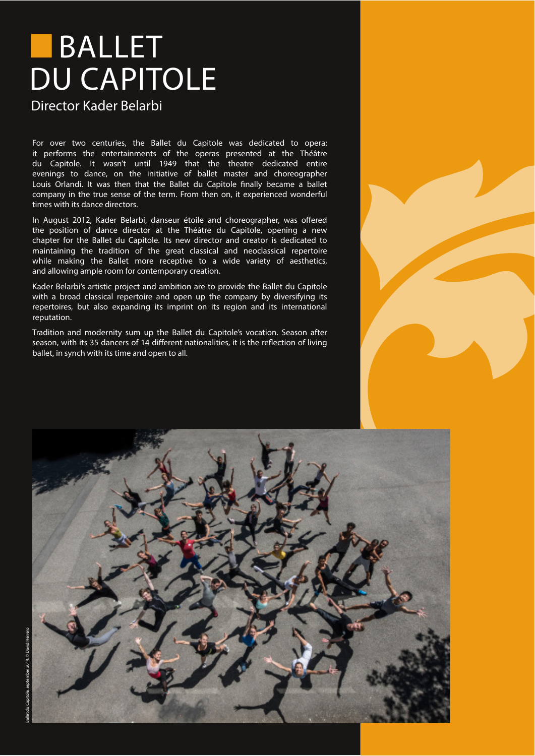# BALLET DU CAPITOLE

## Director Kader Belarbi

For over two centuries, the Ballet du Capitole was dedicated to opera: it performs the entertainments of the operas presented at the Théâtre du Capitole. It wasn't until 1949 that the theatre dedicated entire evenings to dance, on the initiative of ballet master and choreographer Louis Orlandi. It was then that the Ballet du Capitole finally became a ballet company in the true sense of the term. From then on, it experienced wonderful times with its dance directors.

In August 2012, Kader Belarbi, danseur étoile and choreographer, was offered the position of dance director at the Théâtre du Capitole, opening a new chapter for the Ballet du Capitole. Its new director and creator is dedicated to maintaining the tradition of the great classical and neoclassical repertoire while making the Ballet more receptive to a wide variety of aesthetics, and allowing ample room for contemporary creation.

Kader Belarbi's artistic project and ambition are to provide the Ballet du Capitole with a broad classical repertoire and open up the company by diversifying its repertoires, but also expanding its imprint on its region and its international reputation.

Tradition and modernity sum up the Ballet du Capitole's vocation. Season after season, with its 35 dancers of 14 different nationalities, it is the reflection of living ballet, in synch with its time and open to all.

Ballet du Capitole, september 2014. © David Herrero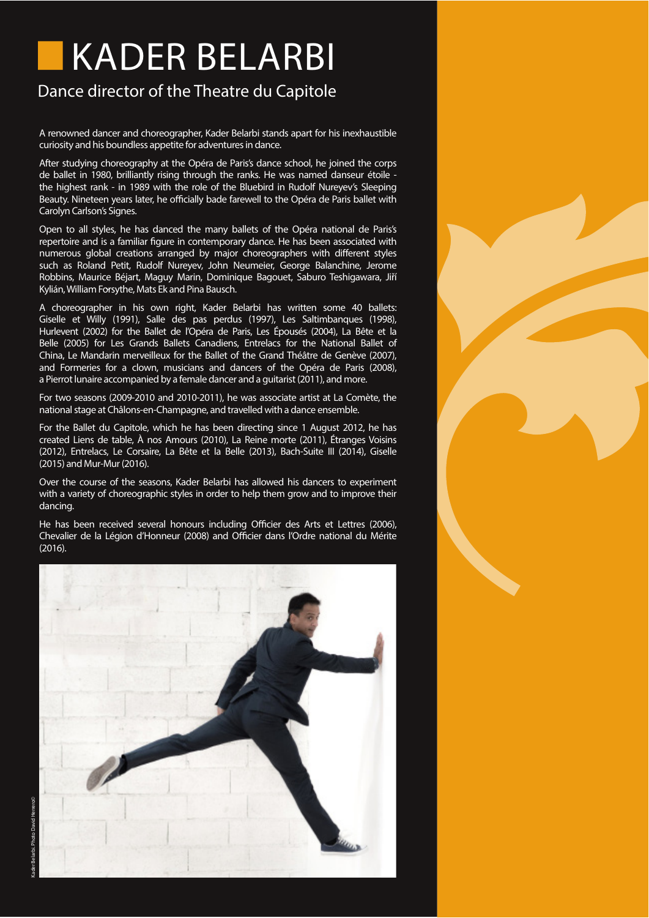# KADER BELARBI

## Dance director of the Theatre du Capitole

A renowned dancer and choreographer, Kader Belarbi stands apart for his inexhaustible curiosity and his boundless appetite for adventures in dance.

After studying choreography at the Opéra de Paris's dance school, he joined the corps de ballet in 1980, brilliantly rising through the ranks. He was named danseur étoile - the highest rank - in 1989 with the role of the Bluebird in Rudolf Nureyev's Sleeping Beauty. Nineteen years later, he officially bade farewell to the Opéra de Paris ballet with Carolyn Carlson's Signes.

Open to all styles, he has danced the many ballets of the Opéra national de Paris's repertoire and is a familiar figure in contemporary dance. He has been associated with numerous global creations arranged by major choreographers with different styles such as Roland Petit, Rudolf Nureyev, John Neumeier, George Balanchine, Jerome Robbins, Maurice Béjart, Maguy Marin, Dominique Bagouet, Saburo Teshigawara, Jiří Kylián, William Forsythe, Mats Ek and Pina Bausch.

A choreographer in his own right, Kader Belarbi has written some 40 ballets: Giselle et Willy (1991), Salle des pas perdus (1997), Les Saltimbanques (1998), Hurlevent (2002) for the Ballet de l'Opéra de Paris, Les Épousés (2004), La Bête et la Belle (2005) for Les Grands Ballets Canadiens, Entrelacs for the National Ballet of China, Le Mandarin merveilleux for the Ballet of the Grand Théâtre de Genève (2007), and Formeries for a clown, musicians and dancers of the Opéra de Paris (2008), a Pierrot lunaire accompanied by a female dancer and a guitarist (2011), and more.

For two seasons (2009-2010 and 2010-2011), he was associate artist at La Comète, the national stage at Châlons-en-Champagne, and travelled with a dance ensemble.

For the Ballet du Capitole, which he has been directing since 1 August 2012, he has created Liens de table, À nos Amours (2010), La Reine morte (2011), Étranges Voisins (2012), Entrelacs, Le Corsaire, La Bête et la Belle (2013), Bach-Suite III (2014), Giselle (2015) and Mur-Mur (2016).

Over the course of the seasons, Kader Belarbi has allowed his dancers to experiment with a variety of choreographic styles in order to help them grow and to improve their dancing.

He has been received several honours including Officier des Arts et Lettres (2006), Chevalier de la Légion d'Honneur (2008) and Officier dans l'Ordre national du Mérite (2016).

Kader Belarbi. Photo David Herrero©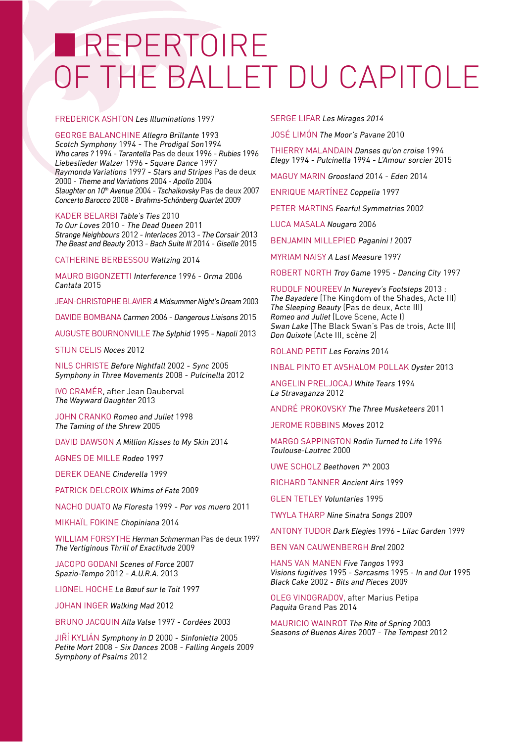# REPERTOIRE OF THE BALLET DU CAPITOLE

FREDERICK ASHTON *Les Illuminations* 1997

GEORGE BALANCHINE *Allegro Brillante* 1993
*Scotch Symphony* 1994 - The *Prodigal Son*1994
*Who cares ?* 1994 - *Tarantella* Pas de deux 1996 - *Rubies* 1996
*Liebeslieder Walzer* 1996 - *Square Dance* 1997
*Raymonda Variations* 1997 - *Stars and Stripes* Pas de deux 2000 - *Theme and Variations* 2004 - *Apollo* 2004
*Slaughter on 10th Avenue* 2004 - *Tschaikovsky* Pas de deux 2007
*Concerto Barocco* 2008 - *Brahms-Schönberg Quartet* 2009

KADER BELARBI *Table's Ties* 2010
*To Our Loves* 2010 - *The Dead Queen* 2011
*Strange Neighbours* 2012 - *Interlaces* 2013 - *The Corsair* 2013
*The Beast and Beauty* 2013 - *Bach Suite III* 2014 - *Giselle* 2015

CATHERINE BERBESSOU *Waltzing* 2014

MAURO BIGONZETTI *Interference* 1996 - *Orma* 2006
*Cantata* 2015

JEAN-CHRISTOPHE BLAVIER *A Midsummer Night's Dream* 2003

DAVIDE BOMBANA *Carmen* 2006 - *Dangerous Liaisons* 2015

AUGUSTE BOURNONVILLE *The Sylphid* 1995 - *Napoli* 2013

STIJN CELIS *Noces* 2012

NILS CHRISTE *Before Nightfall* 2002 - *Sync* 2005
*Symphony in Three Movements* 2008 - *Pulcinella* 2012

IVO CRAMÉR, after Jean Dauberval
*The Wayward Daughter* 2013

JOHN CRANKO *Romeo and Juliet* 1998
*The Taming of the Shrew* 2005

DAVID DAWSON *A Million Kisses to My Skin* 2014

AGNES DE MILLE *Rodeo* 1997

DEREK DEANE *Cinderella* 1999

PATRICK DELCROIX *Whims of Fate* 2009

NACHO DUATO *Na Floresta* 1999 - *Por vos muero* 2011

MIKHAÏL FOKINE *Chopiniana* 2014

WILLIAM FORSYTHE *Herman Schmerman* Pas de deux 1997
*The Vertiginous Thrill of Exactitude* 2009

JACOPO GODANI *Scenes of Force* 2007
*Spazio-Tempo* 2012 - *A.U.R.A.* 2013

LIONEL HOCHE *Le Bœuf sur le Toit* 1997

JOHAN INGER *Walking Mad* 2012

BRUNO JACQUIN *Alla Valse* 1997 - *Cordées* 2003

JIŘÍ KYLIÁN *Symphony in D* 2000 - *Sinfonietta* 2005
*Petite Mort* 2008 - *Six Dances* 2008 - *Falling Angels* 2009
*Symphony of Psalms* 2012

SERGE LIFAR *Les Mirages 2014*

JOSÉ LIMÓN *The Moor's Pavane* 2010

THIERRY MALANDAIN *Danses qu'on croise* 1994
*Elegy* 1994 - *Pulcinella* 1994 - *L'Amour sorcier* 2015

MAGUY MARIN *Groosland* 2014 - *Eden* 2014

ENRIQUE MARTÍNEZ *Coppelia* 1997

PETER MARTINS *Fearful Symmetries* 2002

LUCA MASALA *Nougaro* 2006

BENJAMIN MILLEPIED *Paganini !* 2007

MYRIAM NAISY *A Last Measure* 1997

ROBERT NORTH *Troy Game* 1995 - *Dancing City* 1997

RUDOLF NOUREEV *In Nureyev's Footsteps* 2013 :
*The Bayadere* (The Kingdom of the Shades, Acte III)
*The Sleeping Beauty* (Pas de deux, Acte III)
*Romeo and Juliet* (Love Scene, Acte I)
*Swan Lake* (The Black Swan's Pas de trois, Acte III)
*Don Quixote* (Acte III, scène 2)

ROLAND PETIT *Les Forains* 2014

INBAL PINTO ET AVSHALOM POLLAK *Oyster* 2013

ANGELIN PRELJOCAJ *White Tears* 1994
*La Stravaganza* 2012

ANDRÉ PROKOVSKY *The Three Musketeers* 2011

JEROME ROBBINS *Moves* 2012

MARGO SAPPINGTON *Rodin Turned to Life* 1996
*Toulouse-Lautrec* 2000

UWE SCHOLZ *Beethoven 7th* 2003

RICHARD TANNER *Ancient Airs* 1999

GLEN TETLEY *Voluntaries* 1995

TWYLA THARP *Nine Sinatra Songs* 2009

ANTONY TUDOR *Dark Elegies* 1996 - *Lilac Garden* 1999

BEN VAN CAUWENBERGH *Brel* 2002

HANS VAN MANEN *Five Tangos* 1993
*Visions fugitives* 1995 - *Sarcasms* 1995 - *In and Out* 1995
*Black Cake* 2002 - *Bits and Pieces* 2009

OLEG VINOGRADOV, after Marius Petipa
*Paquita* Grand Pas 2014

MAURICIO WAINROT *The Rite of Spring* 2003
*Seasons of Buenos Aires* 2007 - *The Tempest* 2012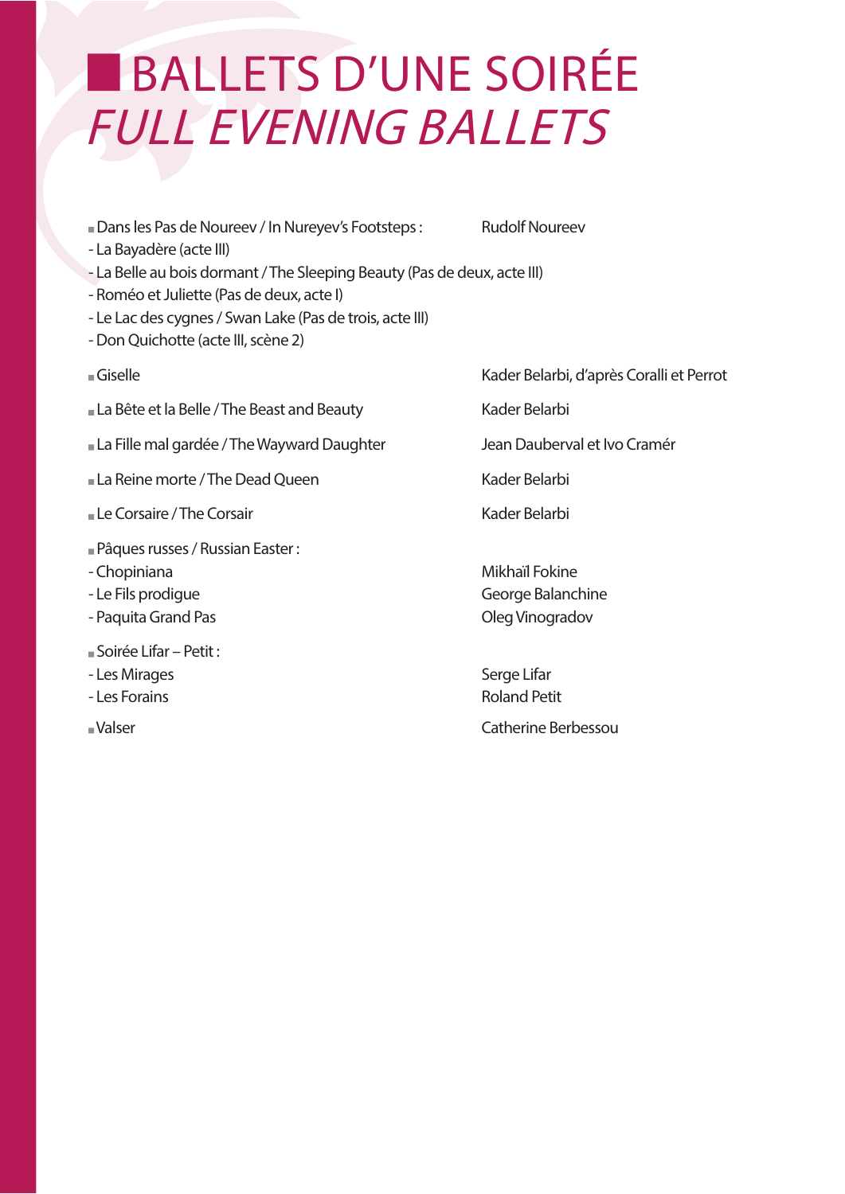# BALLETS D'UNE SOIRÉE

# *FULL EVENING BALLETS*

| | |
|---|---|
| Dans les Pas de Noureev / In Nureyev's Footsteps : | Rudolf Noureev |
| - La Bayadère (acte III) | |
| - La Belle au bois dormant / The Sleeping Beauty (Pas de deux, acte III) | |
| - Roméo et Juliette (Pas de deux, acte I) | |
| - Le Lac des cygnes / Swan Lake (Pas de trois, acte III) | |
| - Don Quichotte (acte III, scène 2) | |
| Giselle | Kader Belarbi, d'après Coralli et Perrot |
| La Bête et la Belle / The Beast and Beauty | Kader Belarbi |
| La Fille mal gardée / The Wayward Daughter | Jean Dauberval et Ivo Cramér |
| La Reine morte / The Dead Queen | Kader Belarbi |
| Le Corsaire / The Corsair | Kader Belarbi |
| Pâques russes / Russian Easter : | |
| - Chopiniana | Mikhaïl Fokine |
| - Le Fils prodigue | George Balanchine |
| - Paquita Grand Pas | Oleg Vinogradov |
| Soirée Lifar – Petit : | |
| - Les Mirages | Serge Lifar |
| - Les Forains | Roland Petit |
| Valser | Catherine Berbessou |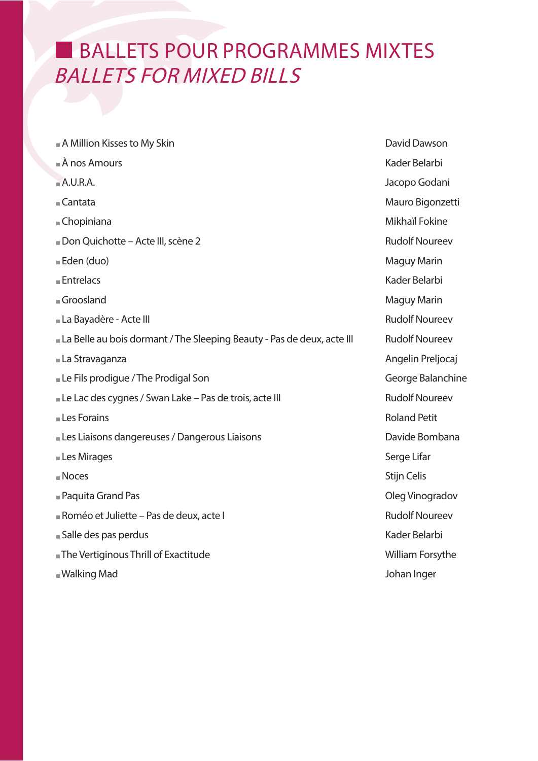# BALLETS POUR PROGRAMMES MIXTES
# *BALLETS FOR MIXED BILLS*

| Ballet | Choreographer |
|---|---|
| A Million Kisses to My Skin | David Dawson |
| À nos Amours | Kader Belarbi |
| A.U.R.A. | Jacopo Godani |
| Cantata | Mauro Bigonzetti |
| Chopiniana | Mikhaïl Fokine |
| Don Quichotte – Acte III, scène 2 | Rudolf Noureev |
| Eden (duo) | Maguy Marin |
| Entrelacs | Kader Belarbi |
| Groosland | Maguy Marin |
| La Bayadère - Acte III | Rudolf Noureev |
| La Belle au bois dormant / The Sleeping Beauty - Pas de deux, acte III | Rudolf Noureev |
| La Stravaganza | Angelin Preljocaj |
| Le Fils prodigue / The Prodigal Son | George Balanchine |
| Le Lac des cygnes / Swan Lake – Pas de trois, acte III | Rudolf Noureev |
| Les Forains | Roland Petit |
| Les Liaisons dangereuses / Dangerous Liaisons | Davide Bombana |
| Les Mirages | Serge Lifar |
| Noces | Stijn Celis |
| Paquita Grand Pas | Oleg Vinogradov |
| Roméo et Juliette – Pas de deux, acte I | Rudolf Noureev |
| Salle des pas perdus | Kader Belarbi |
| The Vertiginous Thrill of Exactitude | William Forsythe |
| Walking Mad | Johan Inger |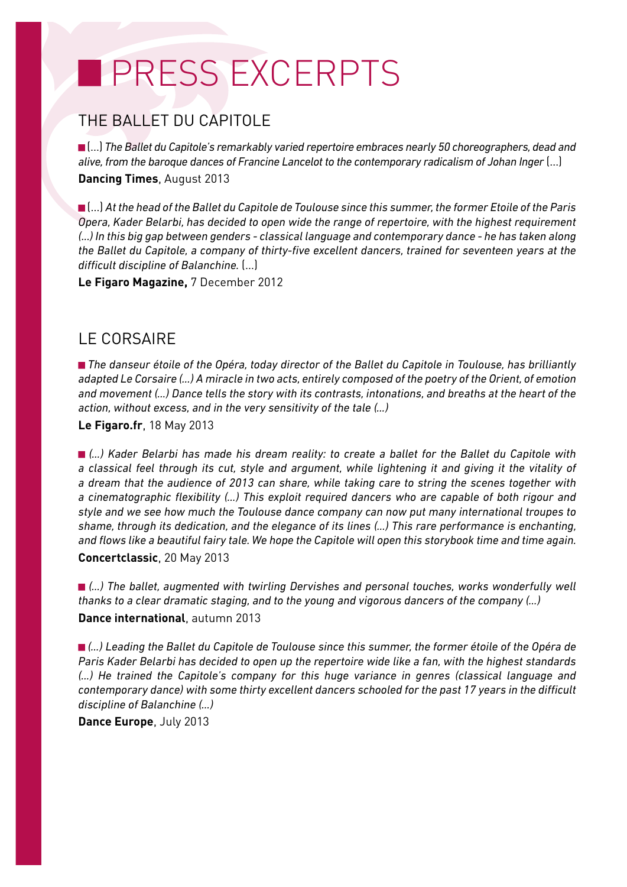# PRESS EXCERPTS

## THE BALLET DU CAPITOLE

(...) *The Ballet du Capitole's remarkably varied repertoire embraces nearly 50 choreographers, dead and alive, from the baroque dances of Francine Lancelot to the contemporary radicalism of Johan Inger* (...)
**Dancing Times**, August 2013

(...) *At the head of the Ballet du Capitole de Toulouse since this summer, the former Etoile of the Paris Opera, Kader Belarbi, has decided to open wide the range of repertoire, with the highest requirement (...) In this big gap between genders - classical language and contemporary dance - he has taken along the Ballet du Capitole, a company of thirty-five excellent dancers, trained for seventeen years at the difficult discipline of Balanchine.* (...)
**Le Figaro Magazine,** 7 December 2012

## LE CORSAIRE

*The danseur étoile of the Opéra, today director of the Ballet du Capitole in Toulouse, has brilliantly adapted Le Corsaire (...) A miracle in two acts, entirely composed of the poetry of the Orient, of emotion and movement (...) Dance tells the story with its contrasts, intonations, and breaths at the heart of the action, without excess, and in the very sensitivity of the tale (...)*
**Le Figaro.fr**, 18 May 2013

*(...) Kader Belarbi has made his dream reality: to create a ballet for the Ballet du Capitole with a classical feel through its cut, style and argument, while lightening it and giving it the vitality of a dream that the audience of 2013 can share, while taking care to string the scenes together with a cinematographic flexibility (...) This exploit required dancers who are capable of both rigour and style and we see how much the Toulouse dance company can now put many international troupes to shame, through its dedication, and the elegance of its lines (...) This rare performance is enchanting, and flows like a beautiful fairy tale. We hope the Capitole will open this storybook time and time again.*
**Concertclassic**, 20 May 2013

*(...) The ballet, augmented with twirling Dervishes and personal touches, works wonderfully well thanks to a clear dramatic staging, and to the young and vigorous dancers of the company (...)*
**Dance international**, autumn 2013

*(...) Leading the Ballet du Capitole de Toulouse since this summer, the former étoile of the Opéra de Paris Kader Belarbi has decided to open up the repertoire wide like a fan, with the highest standards (...) He trained the Capitole's company for this huge variance in genres (classical language and contemporary dance) with some thirty excellent dancers schooled for the past 17 years in the difficult discipline of Balanchine (...)*
**Dance Europe**, July 2013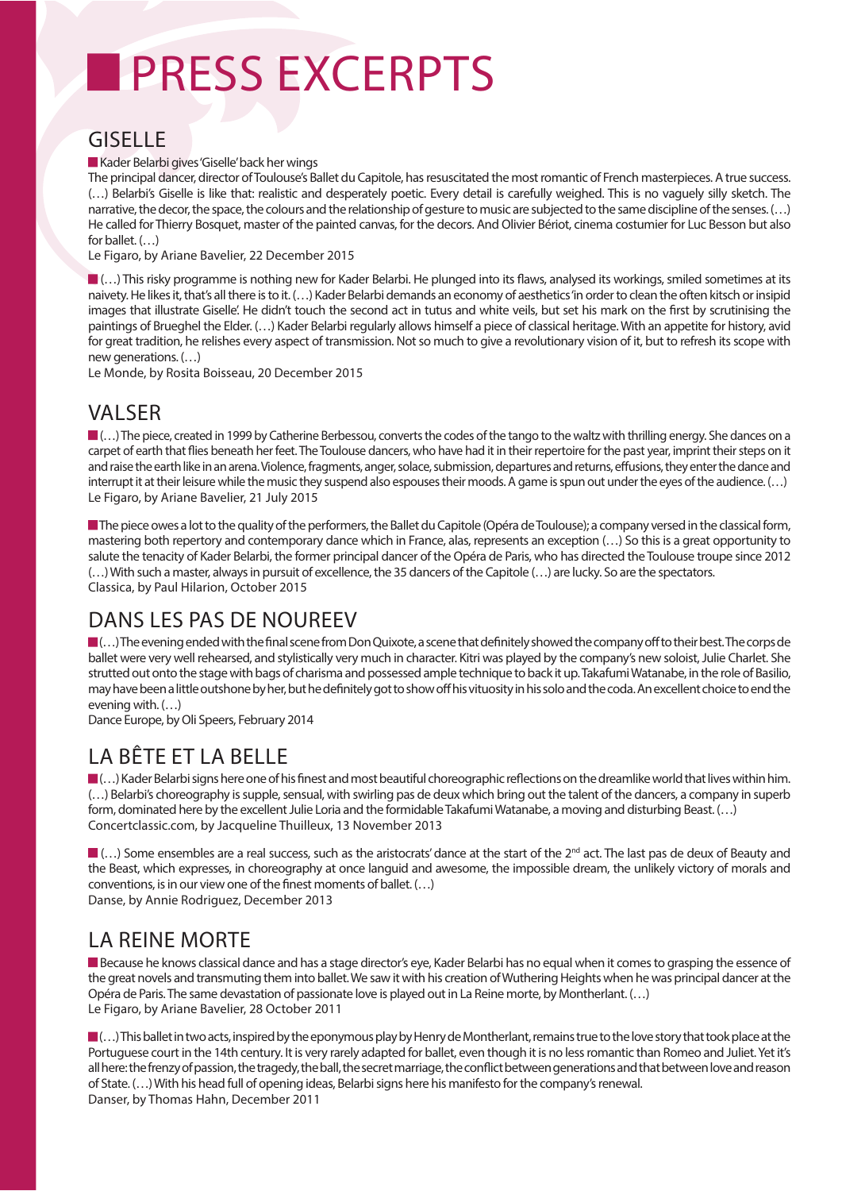# PRESS EXCERPTS

## GISELLE

**Kader Belarbi gives 'Giselle' back her wings**

The principal dancer, director of Toulouse's Ballet du Capitole, has resuscitated the most romantic of French masterpieces. A true success. (…) Belarbi's Giselle is like that: realistic and desperately poetic. Every detail is carefully weighed. This is no vaguely silly sketch. The narrative, the decor, the space, the colours and the relationship of gesture to music are subjected to the same discipline of the senses. (…) He called for Thierry Bosquet, master of the painted canvas, for the decors. And Olivier Bériot, cinema costumier for Luc Besson but also for ballet. (…)

Le Figaro, by Ariane Bavelier, 22 December 2015

(…) This risky programme is nothing new for Kader Belarbi. He plunged into its flaws, analysed its workings, smiled sometimes at its naivety. He likes it, that's all there is to it. (…) Kader Belarbi demands an economy of aesthetics 'in order to clean the often kitsch or insipid images that illustrate Giselle'. He didn't touch the second act in tutus and white veils, but set his mark on the first by scrutinising the paintings of Brueghel the Elder. (…) Kader Belarbi regularly allows himself a piece of classical heritage. With an appetite for history, avid for great tradition, he relishes every aspect of transmission. Not so much to give a revolutionary vision of it, but to refresh its scope with new generations. (…)

Le Monde, by Rosita Boisseau, 20 December 2015

## VALSER

(…) The piece, created in 1999 by Catherine Berbessou, converts the codes of the tango to the waltz with thrilling energy. She dances on a carpet of earth that flies beneath her feet. The Toulouse dancers, who have had it in their repertoire for the past year, imprint their steps on it and raise the earth like in an arena. Violence, fragments, anger, solace, submission, departures and returns, effusions, they enter the dance and interrupt it at their leisure while the music they suspend also espouses their moods. A game is spun out under the eyes of the audience. (…)

Le Figaro, by Ariane Bavelier, 21 July 2015

The piece owes a lot to the quality of the performers, the Ballet du Capitole (Opéra de Toulouse); a company versed in the classical form, mastering both repertory and contemporary dance which in France, alas, represents an exception (…) So this is a great opportunity to salute the tenacity of Kader Belarbi, the former principal dancer of the Opéra de Paris, who has directed the Toulouse troupe since 2012 (…) With such a master, always in pursuit of excellence, the 35 dancers of the Capitole (…) are lucky. So are the spectators.

Classica, by Paul Hilarion, October 2015

## DANS LES PAS DE NOUREEV

(…) The evening ended with the final scene from Don Quixote, a scene that definitely showed the company off to their best. The corps de ballet were very well rehearsed, and stylistically very much in character. Kitri was played by the company's new soloist, Julie Charlet. She strutted out onto the stage with bags of charisma and possessed ample technique to back it up. Takafumi Watanabe, in the role of Basilio, may have been a little outshone by her, but he definitely got to show off his vituosity in his solo and the coda. An excellent choice to end the evening with. (…)

Dance Europe, by Oli Speers, February 2014

## LA BÊTE ET LA BELLE

(…) Kader Belarbi signs here one of his finest and most beautiful choreographic reflections on the dreamlike world that lives within him. (…) Belarbi's choreography is supple, sensual, with swirling pas de deux which bring out the talent of the dancers, a company in superb form, dominated here by the excellent Julie Loria and the formidable Takafumi Watanabe, a moving and disturbing Beast. (…)

Concertclassic.com, by Jacqueline Thuilleux, 13 November 2013

(…) Some ensembles are a real success, such as the aristocrats' dance at the start of the 2nd act. The last pas de deux of Beauty and the Beast, which expresses, in choreography at once languid and awesome, the impossible dream, the unlikely victory of morals and conventions, is in our view one of the finest moments of ballet. (…)

Danse, by Annie Rodriguez, December 2013

## LA REINE MORTE

Because he knows classical dance and has a stage director's eye, Kader Belarbi has no equal when it comes to grasping the essence of the great novels and transmuting them into ballet. We saw it with his creation of Wuthering Heights when he was principal dancer at the Opéra de Paris. The same devastation of passionate love is played out in La Reine morte, by Montherlant. (…)

Le Figaro, by Ariane Bavelier, 28 October 2011

(…) This ballet in two acts, inspired by the eponymous play by Henry de Montherlant, remains true to the love story that took place at the Portuguese court in the 14th century. It is very rarely adapted for ballet, even though it is no less romantic than Romeo and Juliet. Yet it's all here: the frenzy of passion, the tragedy, the ball, the secret marriage, the conflict between generations and that between love and reason of State. (…) With his head full of opening ideas, Belarbi signs here his manifesto for the company's renewal.

Danser, by Thomas Hahn, December 2011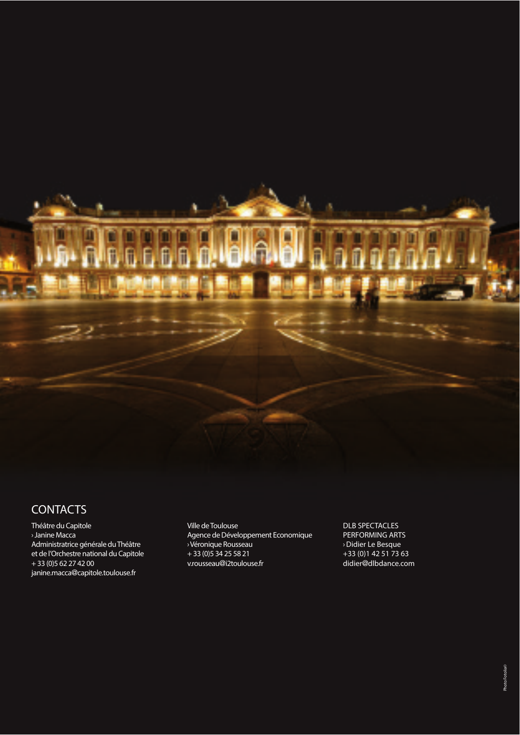# CONTACTS

Théâtre du Capitole
› Janine Macca
Administratrice générale du Théâtre et de l'Orchestre national du Capitole
+ 33 (0)5 62 27 42 00
janine.macca@capitole.toulouse.fr

Ville de Toulouse
Agence de Développement Economique
› Véronique Rousseau
+ 33 (0)5 34 25 58 21
v.rousseau@i2toulouse.fr

DLB SPECTACLES
PERFORMING ARTS
› Didier Le Besque
+33 (0)1 42 51 73 63
didier@dlbdance.com

Photo Fotolia©